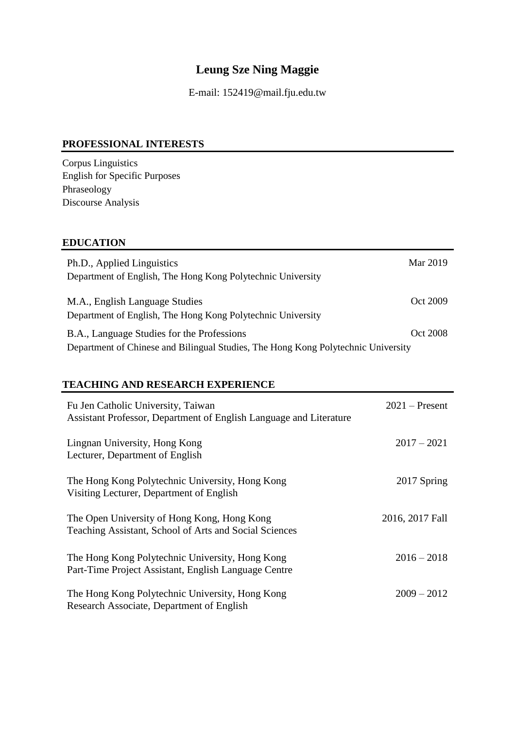# Leung Sze Ning Maggie

E-mail: 152419@mail.fju.edu.tw

## PROFESSIONAL INTERESTS

Corpus Linguistics
English for Specific Purposes
Phraseology
Discourse Analysis

## EDUCATION

Ph.D., Applied Linguistics — Mar 2019
Department of English, The Hong Kong Polytechnic University

M.A., English Language Studies — Oct 2009
Department of English, The Hong Kong Polytechnic University

B.A., Language Studies for the Professions — Oct 2008
Department of Chinese and Bilingual Studies, The Hong Kong Polytechnic University

## TEACHING AND RESEARCH EXPERIENCE

Fu Jen Catholic University, Taiwan — 2021 – Present
Assistant Professor, Department of English Language and Literature

Lingnan University, Hong Kong — 2017 – 2021
Lecturer, Department of English

The Hong Kong Polytechnic University, Hong Kong — 2017 Spring
Visiting Lecturer, Department of English

The Open University of Hong Kong, Hong Kong — 2016, 2017 Fall
Teaching Assistant, School of Arts and Social Sciences

The Hong Kong Polytechnic University, Hong Kong — 2016 – 2018
Part-Time Project Assistant, English Language Centre

The Hong Kong Polytechnic University, Hong Kong — 2009 – 2012
Research Associate, Department of English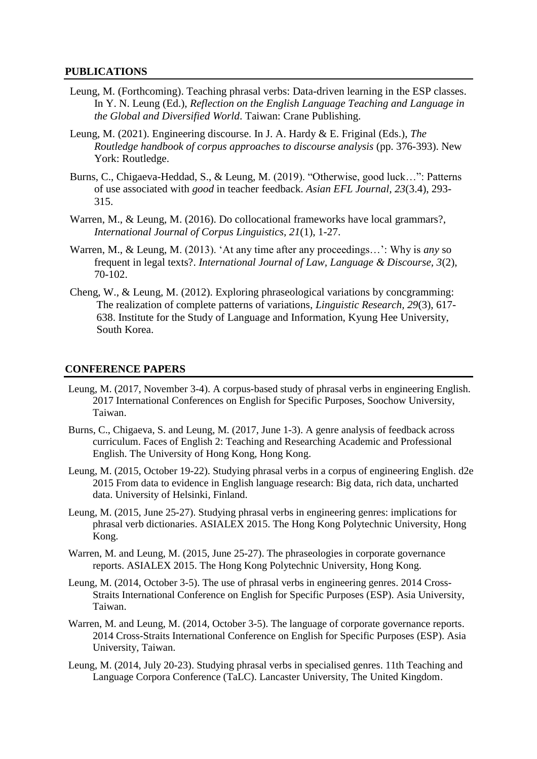## PUBLICATIONS

Leung, M. (Forthcoming). Teaching phrasal verbs: Data-driven learning in the ESP classes. In Y. N. Leung (Ed.), *Reflection on the English Language Teaching and Language in the Global and Diversified World*. Taiwan: Crane Publishing.

Leung, M. (2021). Engineering discourse. In J. A. Hardy & E. Friginal (Eds.), *The Routledge handbook of corpus approaches to discourse analysis* (pp. 376-393). New York: Routledge.

Burns, C., Chigaeva-Heddad, S., & Leung, M. (2019). "Otherwise, good luck…": Patterns of use associated with *good* in teacher feedback. *Asian EFL Journal*, *23*(3.4), 293-315.

Warren, M., & Leung, M. (2016). Do collocational frameworks have local grammars?, *International Journal of Corpus Linguistics, 21*(1), 1-27.

Warren, M., & Leung, M. (2013). 'At any time after any proceedings…': Why is *any* so frequent in legal texts?. *International Journal of Law, Language & Discourse*, *3*(2), 70-102.

Cheng, W., & Leung, M. (2012). Exploring phraseological variations by concgramming: The realization of complete patterns of variations, *Linguistic Research, 29*(3), 617-638. Institute for the Study of Language and Information, Kyung Hee University, South Korea.

## CONFERENCE PAPERS

Leung, M. (2017, November 3-4). A corpus-based study of phrasal verbs in engineering English. 2017 International Conferences on English for Specific Purposes, Soochow University, Taiwan.

Burns, C., Chigaeva, S. and Leung, M. (2017, June 1-3). A genre analysis of feedback across curriculum. Faces of English 2: Teaching and Researching Academic and Professional English. The University of Hong Kong, Hong Kong.

Leung, M. (2015, October 19-22). Studying phrasal verbs in a corpus of engineering English. d2e 2015 From data to evidence in English language research: Big data, rich data, uncharted data. University of Helsinki, Finland.

Leung, M. (2015, June 25-27). Studying phrasal verbs in engineering genres: implications for phrasal verb dictionaries. ASIALEX 2015. The Hong Kong Polytechnic University, Hong Kong.

Warren, M. and Leung, M. (2015, June 25-27). The phraseologies in corporate governance reports. ASIALEX 2015. The Hong Kong Polytechnic University, Hong Kong.

Leung, M. (2014, October 3-5). The use of phrasal verbs in engineering genres. 2014 Cross-Straits International Conference on English for Specific Purposes (ESP). Asia University, Taiwan.

Warren, M. and Leung, M. (2014, October 3-5). The language of corporate governance reports. 2014 Cross-Straits International Conference on English for Specific Purposes (ESP). Asia University, Taiwan.

Leung, M. (2014, July 20-23). Studying phrasal verbs in specialised genres. 11th Teaching and Language Corpora Conference (TaLC). Lancaster University, The United Kingdom.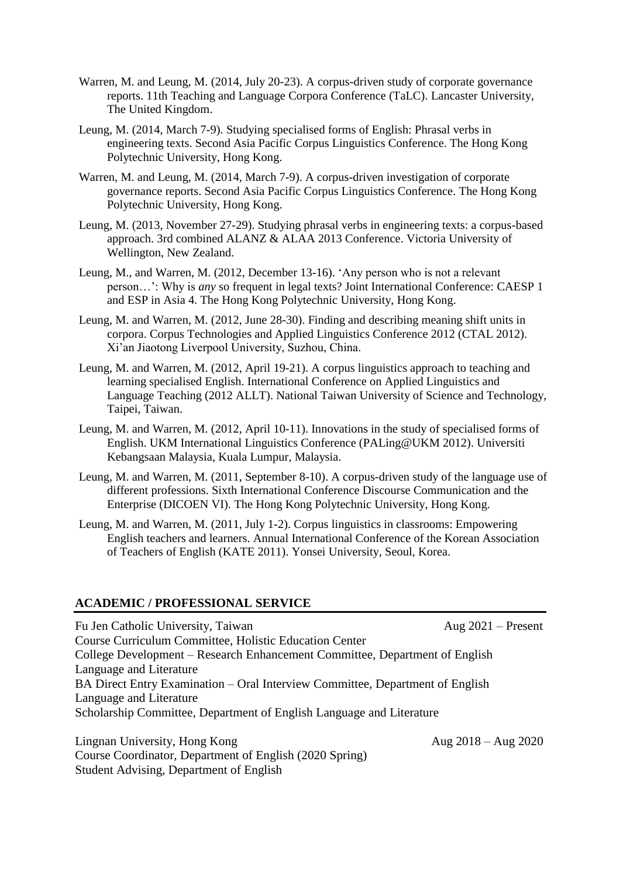Warren, M. and Leung, M. (2014, July 20-23). A corpus-driven study of corporate governance reports. 11th Teaching and Language Corpora Conference (TaLC). Lancaster University, The United Kingdom.

Leung, M. (2014, March 7-9). Studying specialised forms of English: Phrasal verbs in engineering texts. Second Asia Pacific Corpus Linguistics Conference. The Hong Kong Polytechnic University, Hong Kong.

Warren, M. and Leung, M. (2014, March 7-9). A corpus-driven investigation of corporate governance reports. Second Asia Pacific Corpus Linguistics Conference. The Hong Kong Polytechnic University, Hong Kong.

Leung, M. (2013, November 27-29). Studying phrasal verbs in engineering texts: a corpus-based approach. 3rd combined ALANZ & ALAA 2013 Conference. Victoria University of Wellington, New Zealand.

Leung, M., and Warren, M. (2012, December 13-16). 'Any person who is not a relevant person…': Why is *any* so frequent in legal texts? Joint International Conference: CAESP 1 and ESP in Asia 4. The Hong Kong Polytechnic University, Hong Kong.

Leung, M. and Warren, M. (2012, June 28-30). Finding and describing meaning shift units in corpora. Corpus Technologies and Applied Linguistics Conference 2012 (CTAL 2012). Xi'an Jiaotong Liverpool University, Suzhou, China.

Leung, M. and Warren, M. (2012, April 19-21). A corpus linguistics approach to teaching and learning specialised English. International Conference on Applied Linguistics and Language Teaching (2012 ALLT). National Taiwan University of Science and Technology, Taipei, Taiwan.

Leung, M. and Warren, M. (2012, April 10-11). Innovations in the study of specialised forms of English. UKM International Linguistics Conference (PALing@UKM 2012). Universiti Kebangsaan Malaysia, Kuala Lumpur, Malaysia.

Leung, M. and Warren, M. (2011, September 8-10). A corpus-driven study of the language use of different professions. Sixth International Conference Discourse Communication and the Enterprise (DICOEN VI). The Hong Kong Polytechnic University, Hong Kong.

Leung, M. and Warren, M. (2011, July 1-2). Corpus linguistics in classrooms: Empowering English teachers and learners. Annual International Conference of the Korean Association of Teachers of English (KATE 2011). Yonsei University, Seoul, Korea.

## ACADEMIC / PROFESSIONAL SERVICE

Fu Jen Catholic University, Taiwan — Aug 2021 – Present

Course Curriculum Committee, Holistic Education Center
College Development – Research Enhancement Committee, Department of English Language and Literature
BA Direct Entry Examination – Oral Interview Committee, Department of English Language and Literature
Scholarship Committee, Department of English Language and Literature

Lingnan University, Hong Kong — Aug 2018 – Aug 2020

Course Coordinator, Department of English (2020 Spring)
Student Advising, Department of English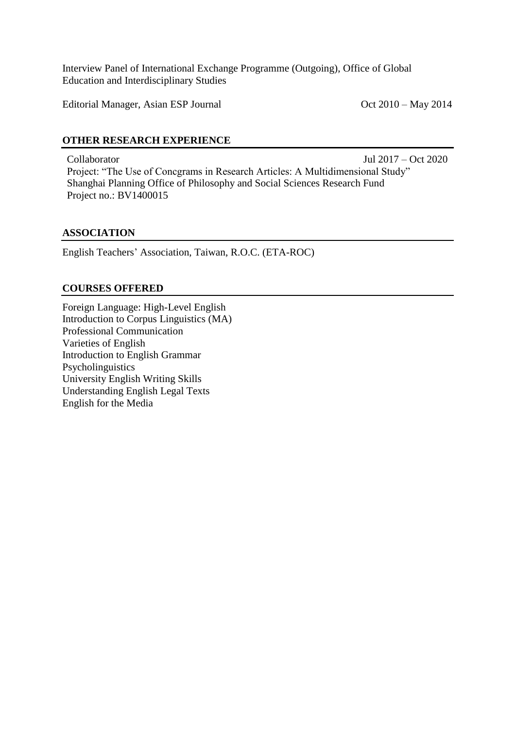Interview Panel of International Exchange Programme (Outgoing), Office of Global Education and Interdisciplinary Studies

Editorial Manager, Asian ESP Journal Oct 2010 – May 2014

## OTHER RESEARCH EXPERIENCE

Collaborator Jul 2017 – Oct 2020
Project: "The Use of Concgrams in Research Articles: A Multidimensional Study"
Shanghai Planning Office of Philosophy and Social Sciences Research Fund
Project no.: BV1400015

## ASSOCIATION

English Teachers' Association, Taiwan, R.O.C. (ETA-ROC)

## COURSES OFFERED

Foreign Language: High-Level English
Introduction to Corpus Linguistics (MA)
Professional Communication
Varieties of English
Introduction to English Grammar
Psycholinguistics
University English Writing Skills
Understanding English Legal Texts
English for the Media